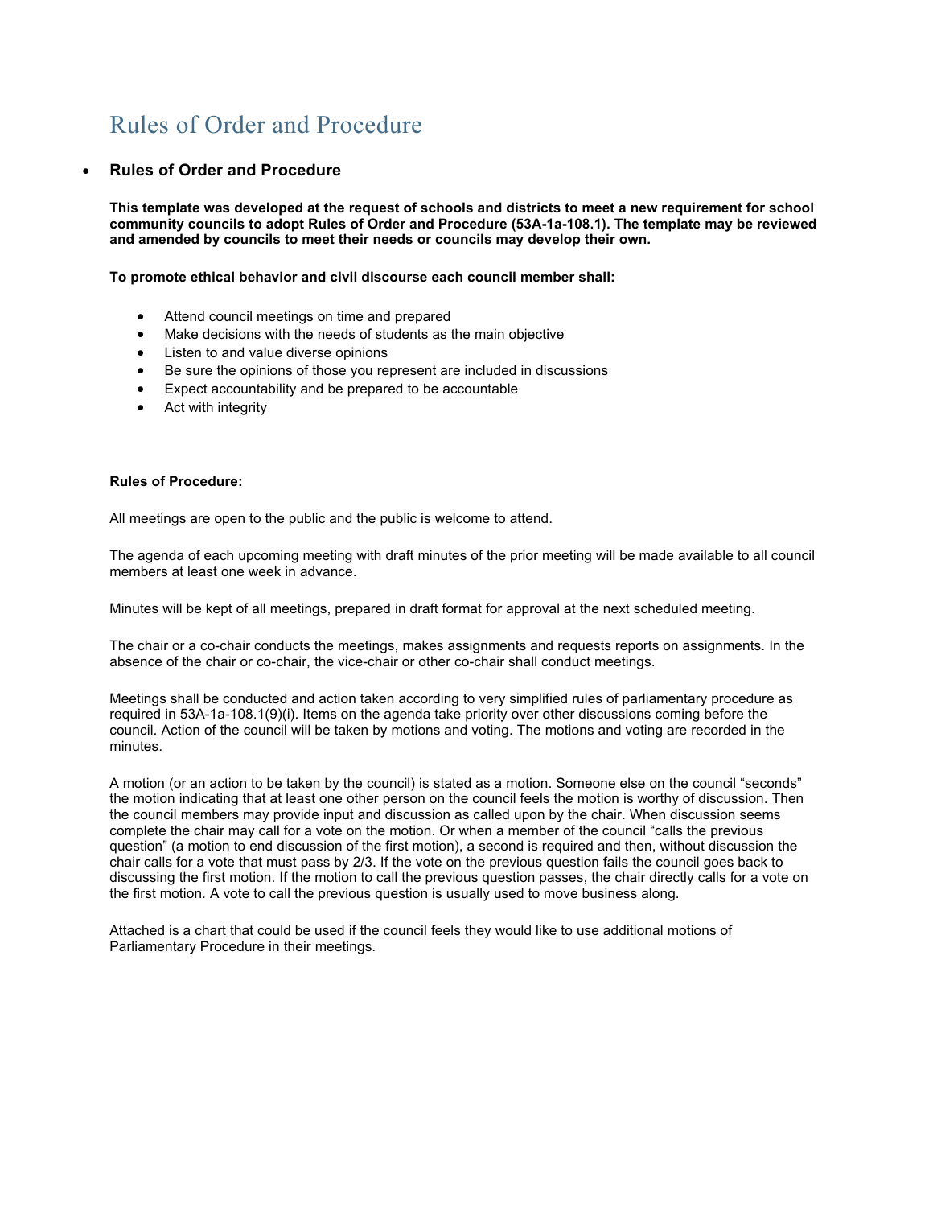# Rules of Order and Procedure

- **Rules of Order and Procedure**

**This template was developed at the request of schools and districts to meet a new requirement for school community councils to adopt Rules of Order and Procedure (53A-1a-108.1). The template may be reviewed and amended by councils to meet their needs or councils may develop their own.**

**To promote ethical behavior and civil discourse each council member shall:**

- Attend council meetings on time and prepared
- Make decisions with the needs of students as the main objective
- Listen to and value diverse opinions
- Be sure the opinions of those you represent are included in discussions
- Expect accountability and be prepared to be accountable
- Act with integrity

**Rules of Procedure:**

All meetings are open to the public and the public is welcome to attend.

The agenda of each upcoming meeting with draft minutes of the prior meeting will be made available to all council members at least one week in advance.

Minutes will be kept of all meetings, prepared in draft format for approval at the next scheduled meeting.

The chair or a co-chair conducts the meetings, makes assignments and requests reports on assignments. In the absence of the chair or co-chair, the vice-chair or other co-chair shall conduct meetings.

Meetings shall be conducted and action taken according to very simplified rules of parliamentary procedure as required in 53A-1a-108.1(9)(i). Items on the agenda take priority over other discussions coming before the council. Action of the council will be taken by motions and voting. The motions and voting are recorded in the minutes.

A motion (or an action to be taken by the council) is stated as a motion. Someone else on the council "seconds" the motion indicating that at least one other person on the council feels the motion is worthy of discussion. Then the council members may provide input and discussion as called upon by the chair. When discussion seems complete the chair may call for a vote on the motion. Or when a member of the council "calls the previous question" (a motion to end discussion of the first motion), a second is required and then, without discussion the chair calls for a vote that must pass by 2/3. If the vote on the previous question fails the council goes back to discussing the first motion. If the motion to call the previous question passes, the chair directly calls for a vote on the first motion. A vote to call the previous question is usually used to move business along.

Attached is a chart that could be used if the council feels they would like to use additional motions of Parliamentary Procedure in their meetings.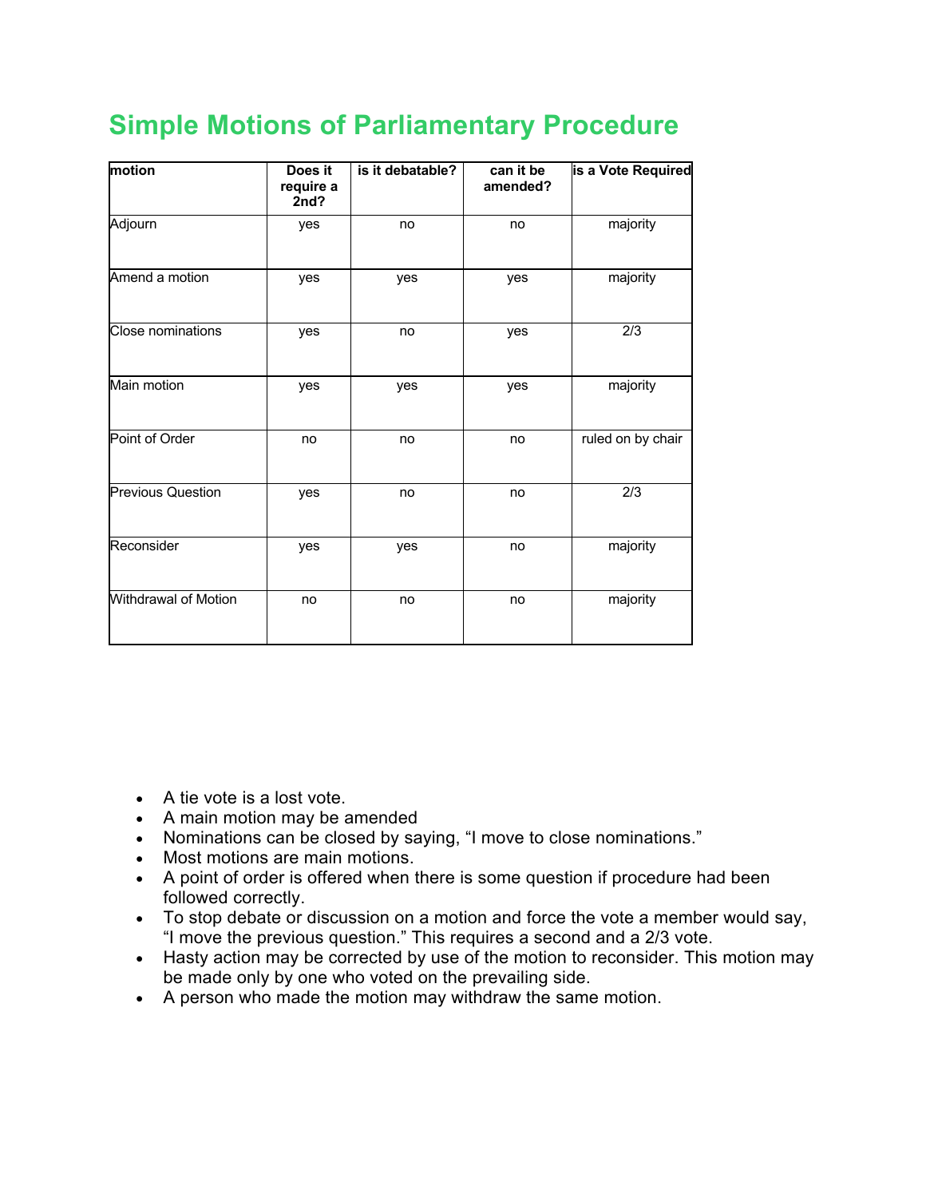# Simple Motions of Parliamentary Procedure

| motion | Does it require a 2nd? | is it debatable? | can it be amended? | is a Vote Required |
|---|---|---|---|---|
| Adjourn | yes | no | no | majority |
| Amend a motion | yes | yes | yes | majority |
| Close nominations | yes | no | yes | 2/3 |
| Main motion | yes | yes | yes | majority |
| Point of Order | no | no | no | ruled on by chair |
| Previous Question | yes | no | no | 2/3 |
| Reconsider | yes | yes | no | majority |
| Withdrawal of Motion | no | no | no | majority |

- A tie vote is a lost vote.
- A main motion may be amended
- Nominations can be closed by saying, “I move to close nominations.”
- Most motions are main motions.
- A point of order is offered when there is some question if procedure had been followed correctly.
- To stop debate or discussion on a motion and force the vote a member would say, “I move the previous question.” This requires a second and a 2/3 vote.
- Hasty action may be corrected by use of the motion to reconsider. This motion may be made only by one who voted on the prevailing side.
- A person who made the motion may withdraw the same motion.